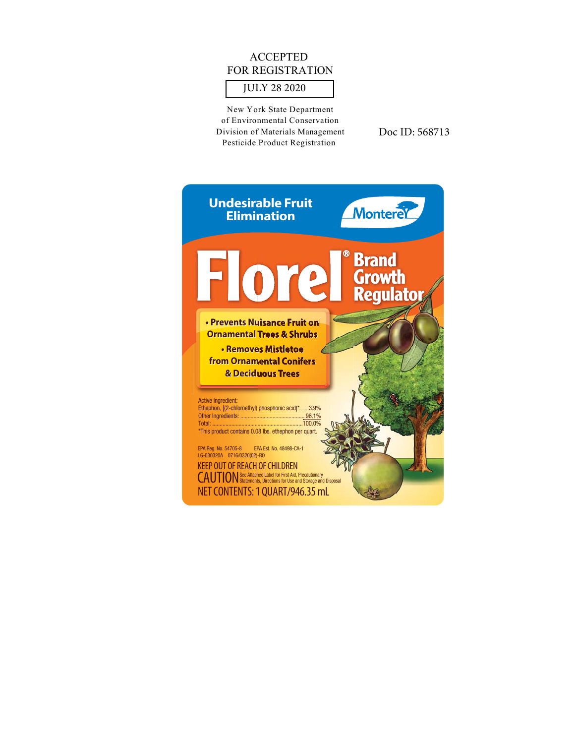ACCEPTED
FOR REGISTRATION

JULY 28 2020

New York State Department
of Environmental Conservation
Division of Materials Management
Pesticide Product Registration

Doc ID: 568713

**Undesirable Fruit Elimination**

**Monterey**

# Florel® Brand Growth Regulator

- **Prevents Nuisance Fruit on Ornamental Trees & Shrubs**
- **Removes Mistletoe from Ornamental Conifers & Deciduous Trees**

Active Ingredient:
Ethephon, [(2-chloroethyl) phosphonic acid]*.......3.9%
Other Ingredients: .............................................96.1%
Total: ...............................................................100.0%
*This product contains 0.08 lbs. ethephon per quart.

EPA Reg. No. 54705-8 EPA Est. No. 48498-CA-1
LG-030320A 0716/0320(02)-RO

KEEP OUT OF REACH OF CHILDREN

CAUTION See Attached Label for First Aid, Precautionary Statements, Directions for Use and Storage and Disposal

NET CONTENTS: 1 QUART/946.35 mL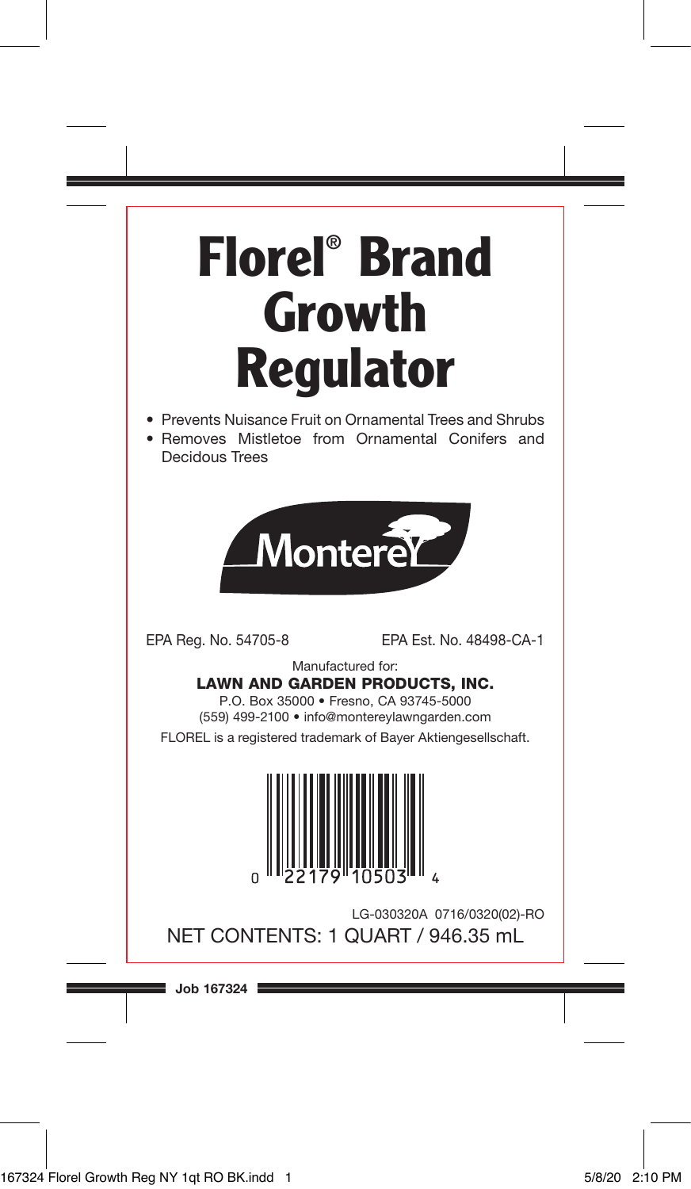# Florel® Brand Growth Regulator

- Prevents Nuisance Fruit on Ornamental Trees and Shrubs
- Removes Mistletoe from Ornamental Conifers and Decidous Trees

Monterey

EPA Reg. No. 54705-8 EPA Est. No. 48498-CA-1

Manufactured for:

**LAWN AND GARDEN PRODUCTS, INC.**

P.O. Box 35000 • Fresno, CA 93745-5000

(559) 499-2100 • info@montereylawngarden.com

FLOREL is a registered trademark of Bayer Aktiengesellschaft.

0 22179 10503 4

LG-030320A 0716/0320(02)-RO

NET CONTENTS: 1 QUART / 946.35 mL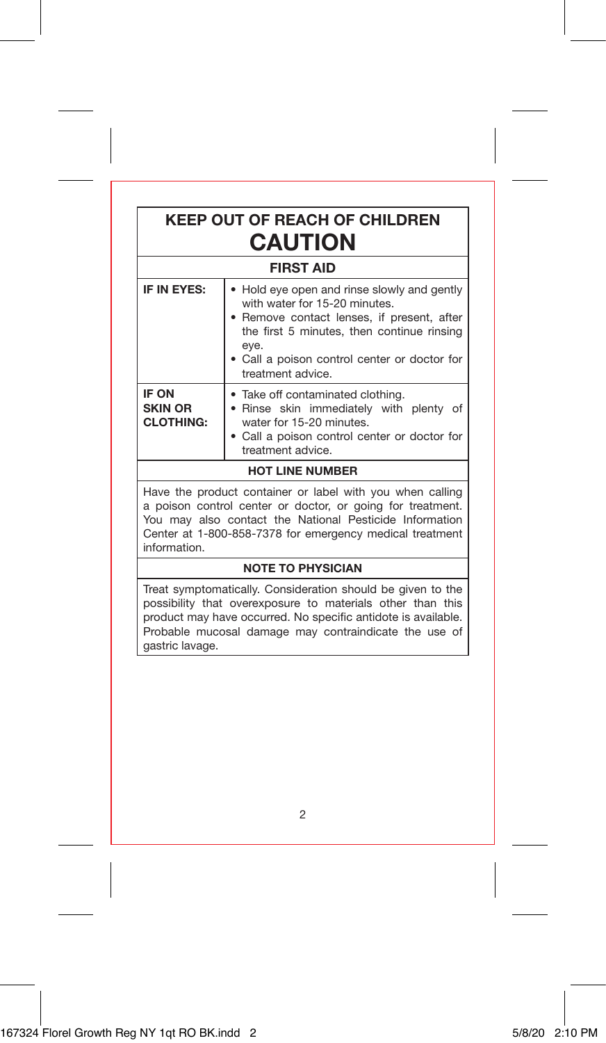## KEEP OUT OF REACH OF CHILDREN

# CAUTION

### FIRST AID

| | |
|---|---|
| **IF IN EYES:** | • Hold eye open and rinse slowly and gently with water for 15-20 minutes.<br>• Remove contact lenses, if present, after the first 5 minutes, then continue rinsing eye.<br>• Call a poison control center or doctor for treatment advice. |
| **IF ON SKIN OR CLOTHING:** | • Take off contaminated clothing.<br>• Rinse skin immediately with plenty of water for 15-20 minutes.<br>• Call a poison control center or doctor for treatment advice. |

### HOT LINE NUMBER

Have the product container or label with you when calling a poison control center or doctor, or going for treatment. You may also contact the National Pesticide Information Center at 1-800-858-7378 for emergency medical treatment information.

### NOTE TO PHYSICIAN

Treat symptomatically. Consideration should be given to the possibility that overexposure to materials other than this product may have occurred. No specific antidote is available. Probable mucosal damage may contraindicate the use of gastric lavage.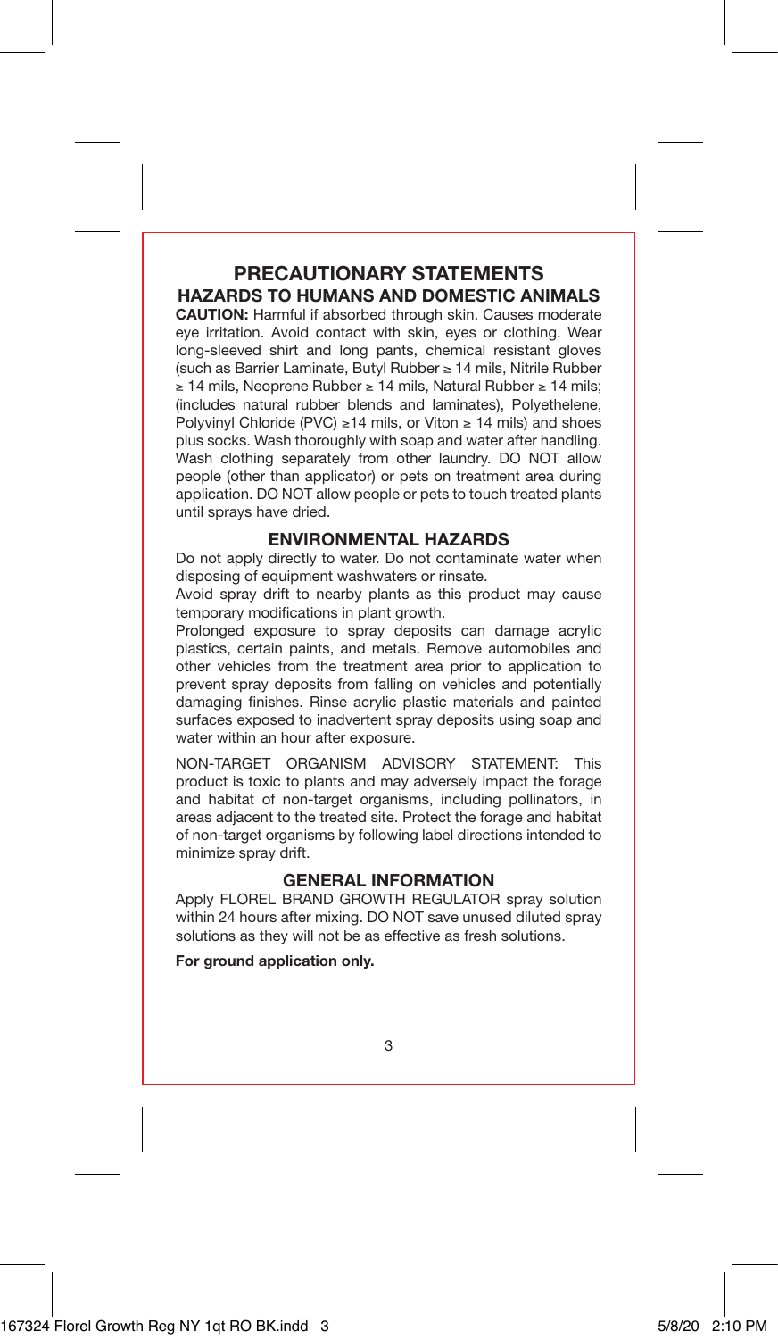# PRECAUTIONARY STATEMENTS

## HAZARDS TO HUMANS AND DOMESTIC ANIMALS

**CAUTION:** Harmful if absorbed through skin. Causes moderate eye irritation. Avoid contact with skin, eyes or clothing. Wear long-sleeved shirt and long pants, chemical resistant gloves (such as Barrier Laminate, Butyl Rubber ≥ 14 mils, Nitrile Rubber ≥ 14 mils, Neoprene Rubber ≥ 14 mils, Natural Rubber ≥ 14 mils; (includes natural rubber blends and laminates), Polyethelene, Polyvinyl Chloride (PVC) ≥14 mils, or Viton ≥ 14 mils) and shoes plus socks. Wash thoroughly with soap and water after handling. Wash clothing separately from other laundry. DO NOT allow people (other than applicator) or pets on treatment area during application. DO NOT allow people or pets to touch treated plants until sprays have dried.

## ENVIRONMENTAL HAZARDS

Do not apply directly to water. Do not contaminate water when disposing of equipment washwaters or rinsate.

Avoid spray drift to nearby plants as this product may cause temporary modifications in plant growth.

Prolonged exposure to spray deposits can damage acrylic plastics, certain paints, and metals. Remove automobiles and other vehicles from the treatment area prior to application to prevent spray deposits from falling on vehicles and potentially damaging finishes. Rinse acrylic plastic materials and painted surfaces exposed to inadvertent spray deposits using soap and water within an hour after exposure.

NON-TARGET ORGANISM ADVISORY STATEMENT: This product is toxic to plants and may adversely impact the forage and habitat of non-target organisms, including pollinators, in areas adjacent to the treated site. Protect the forage and habitat of non-target organisms by following label directions intended to minimize spray drift.

## GENERAL INFORMATION

Apply FLOREL BRAND GROWTH REGULATOR spray solution within 24 hours after mixing. DO NOT save unused diluted spray solutions as they will not be as effective as fresh solutions.

**For ground application only.**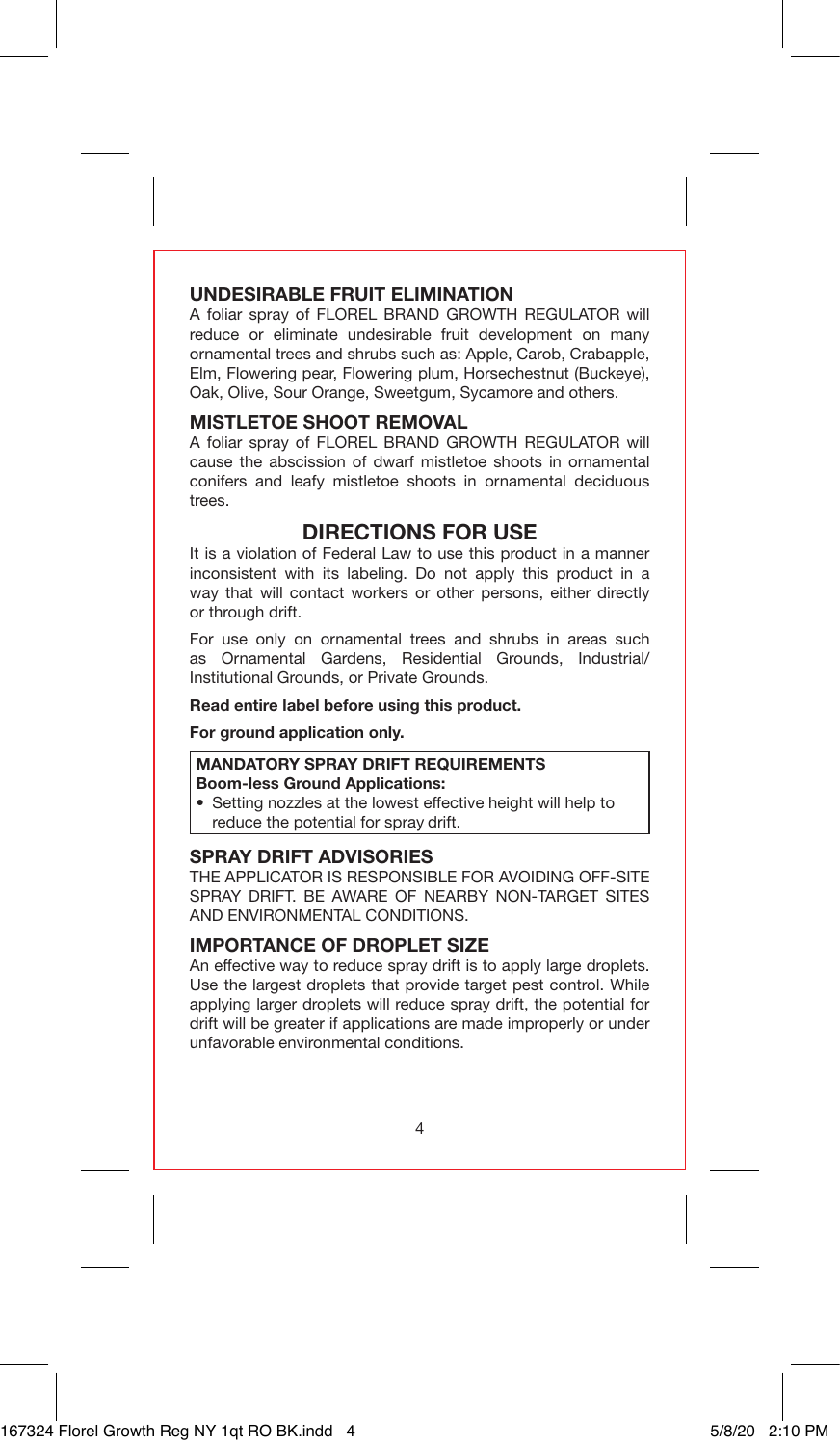## UNDESIRABLE FRUIT ELIMINATION

A foliar spray of FLOREL BRAND GROWTH REGULATOR will reduce or eliminate undesirable fruit development on many ornamental trees and shrubs such as: Apple, Carob, Crabapple, Elm, Flowering pear, Flowering plum, Horsechestnut (Buckeye), Oak, Olive, Sour Orange, Sweetgum, Sycamore and others.

## MISTLETOE SHOOT REMOVAL

A foliar spray of FLOREL BRAND GROWTH REGULATOR will cause the abscission of dwarf mistletoe shoots in ornamental conifers and leafy mistletoe shoots in ornamental deciduous trees.

# DIRECTIONS FOR USE

It is a violation of Federal Law to use this product in a manner inconsistent with its labeling. Do not apply this product in a way that will contact workers or other persons, either directly or through drift.

For use only on ornamental trees and shrubs in areas such as Ornamental Gardens, Residential Grounds, Industrial/Institutional Grounds, or Private Grounds.

**Read entire label before using this product.**

**For ground application only.**

**MANDATORY SPRAY DRIFT REQUIREMENTS**
**Boom-less Ground Applications:**

- Setting nozzles at the lowest effective height will help to reduce the potential for spray drift.

## SPRAY DRIFT ADVISORIES

THE APPLICATOR IS RESPONSIBLE FOR AVOIDING OFF-SITE SPRAY DRIFT. BE AWARE OF NEARBY NON-TARGET SITES AND ENVIRONMENTAL CONDITIONS.

## IMPORTANCE OF DROPLET SIZE

An effective way to reduce spray drift is to apply large droplets. Use the largest droplets that provide target pest control. While applying larger droplets will reduce spray drift, the potential for drift will be greater if applications are made improperly or under unfavorable environmental conditions.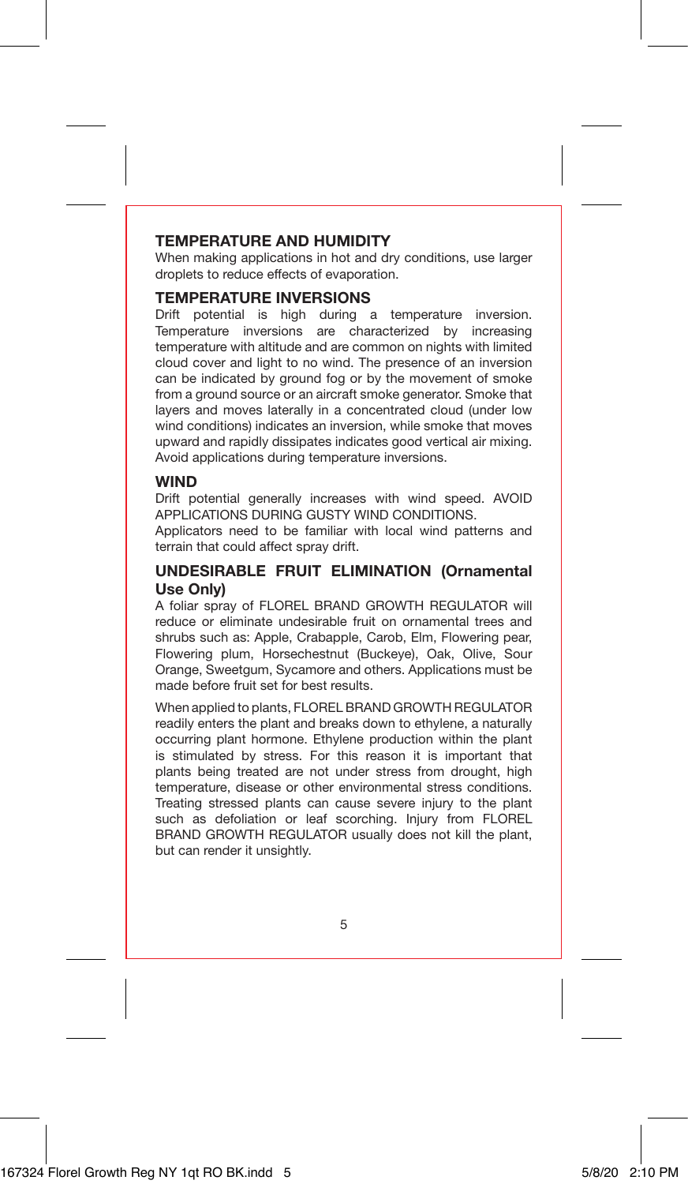## TEMPERATURE AND HUMIDITY

When making applications in hot and dry conditions, use larger droplets to reduce effects of evaporation.

## TEMPERATURE INVERSIONS

Drift potential is high during a temperature inversion. Temperature inversions are characterized by increasing temperature with altitude and are common on nights with limited cloud cover and light to no wind. The presence of an inversion can be indicated by ground fog or by the movement of smoke from a ground source or an aircraft smoke generator. Smoke that layers and moves laterally in a concentrated cloud (under low wind conditions) indicates an inversion, while smoke that moves upward and rapidly dissipates indicates good vertical air mixing. Avoid applications during temperature inversions.

## WIND

Drift potential generally increases with wind speed. AVOID APPLICATIONS DURING GUSTY WIND CONDITIONS.

Applicators need to be familiar with local wind patterns and terrain that could affect spray drift.

## UNDESIRABLE FRUIT ELIMINATION (Ornamental Use Only)

A foliar spray of FLOREL BRAND GROWTH REGULATOR will reduce or eliminate undesirable fruit on ornamental trees and shrubs such as: Apple, Crabapple, Carob, Elm, Flowering pear, Flowering plum, Horsechestnut (Buckeye), Oak, Olive, Sour Orange, Sweetgum, Sycamore and others. Applications must be made before fruit set for best results.

When applied to plants, FLOREL BRAND GROWTH REGULATOR readily enters the plant and breaks down to ethylene, a naturally occurring plant hormone. Ethylene production within the plant is stimulated by stress. For this reason it is important that plants being treated are not under stress from drought, high temperature, disease or other environmental stress conditions. Treating stressed plants can cause severe injury to the plant such as defoliation or leaf scorching. Injury from FLOREL BRAND GROWTH REGULATOR usually does not kill the plant, but can render it unsightly.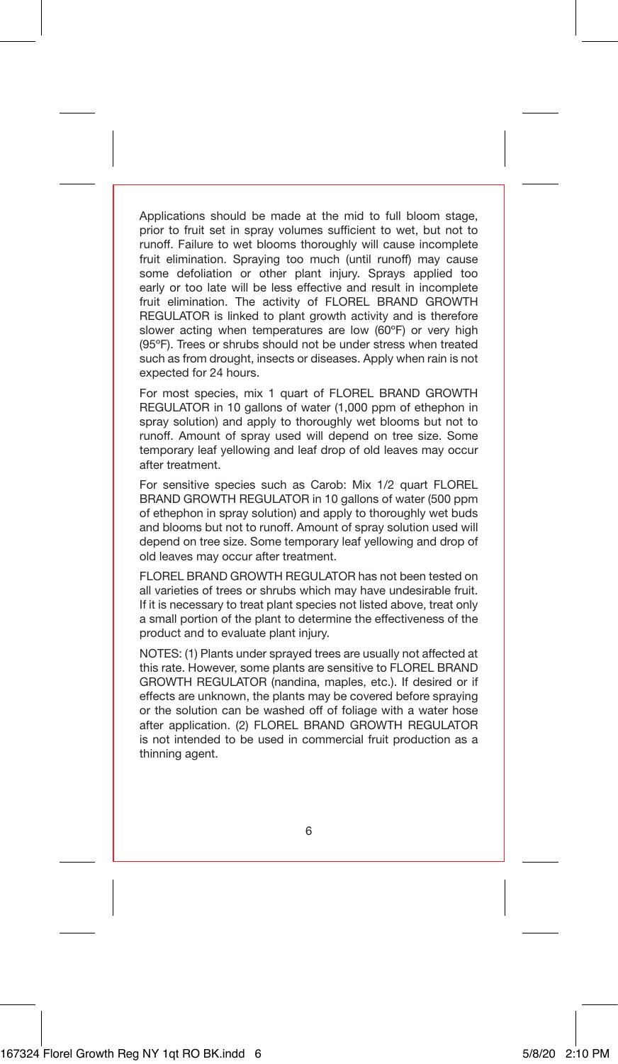Applications should be made at the mid to full bloom stage, prior to fruit set in spray volumes sufficient to wet, but not to runoff. Failure to wet blooms thoroughly will cause incomplete fruit elimination. Spraying too much (until runoff) may cause some defoliation or other plant injury. Sprays applied too early or too late will be less effective and result in incomplete fruit elimination. The activity of FLOREL BRAND GROWTH REGULATOR is linked to plant growth activity and is therefore slower acting when temperatures are low (60ºF) or very high (95ºF). Trees or shrubs should not be under stress when treated such as from drought, insects or diseases. Apply when rain is not expected for 24 hours.

For most species, mix 1 quart of FLOREL BRAND GROWTH REGULATOR in 10 gallons of water (1,000 ppm of ethephon in spray solution) and apply to thoroughly wet blooms but not to runoff. Amount of spray used will depend on tree size. Some temporary leaf yellowing and leaf drop of old leaves may occur after treatment.

For sensitive species such as Carob: Mix 1/2 quart FLOREL BRAND GROWTH REGULATOR in 10 gallons of water (500 ppm of ethephon in spray solution) and apply to thoroughly wet buds and blooms but not to runoff. Amount of spray solution used will depend on tree size. Some temporary leaf yellowing and drop of old leaves may occur after treatment.

FLOREL BRAND GROWTH REGULATOR has not been tested on all varieties of trees or shrubs which may have undesirable fruit. If it is necessary to treat plant species not listed above, treat only a small portion of the plant to determine the effectiveness of the product and to evaluate plant injury.

NOTES: (1) Plants under sprayed trees are usually not affected at this rate. However, some plants are sensitive to FLOREL BRAND GROWTH REGULATOR (nandina, maples, etc.). If desired or if effects are unknown, the plants may be covered before spraying or the solution can be washed off of foliage with a water hose after application. (2) FLOREL BRAND GROWTH REGULATOR is not intended to be used in commercial fruit production as a thinning agent.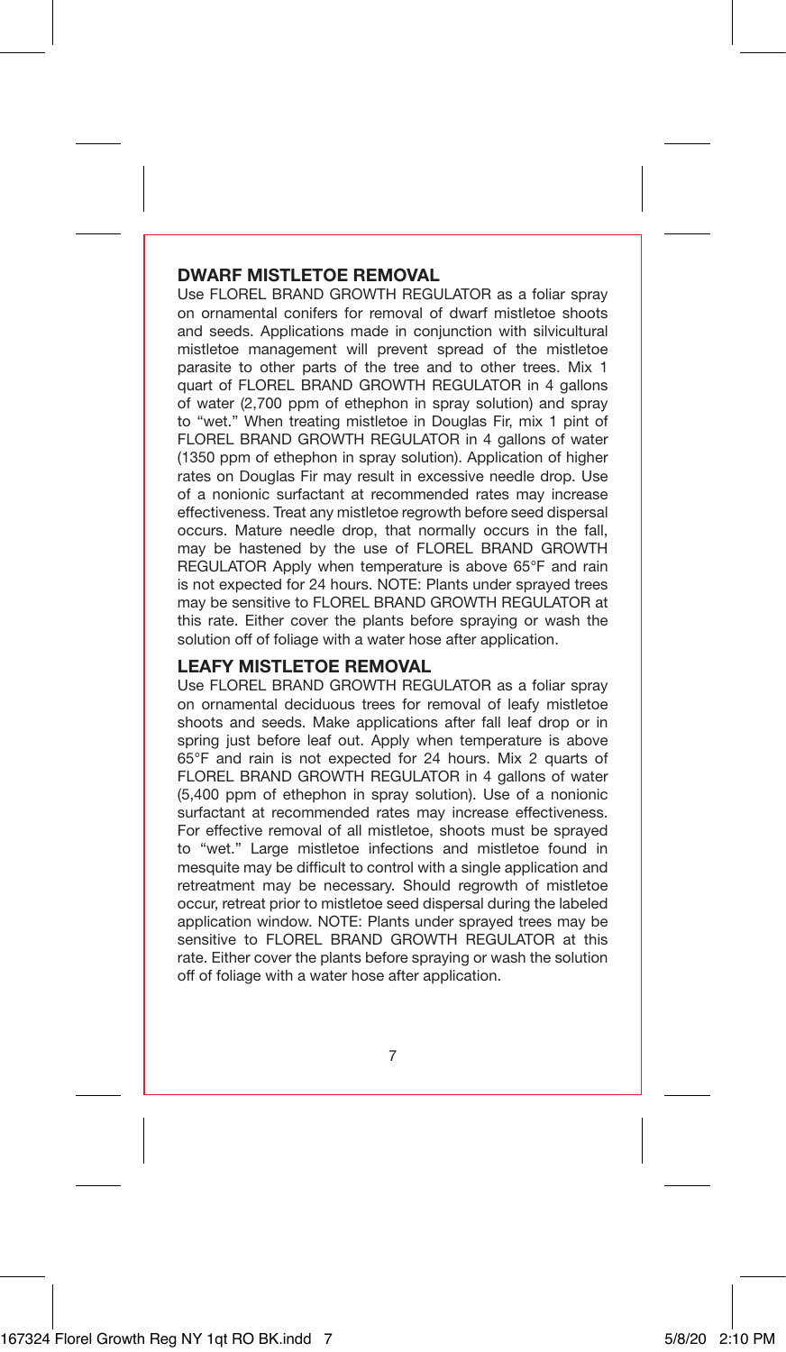## DWARF MISTLETOE REMOVAL

Use FLOREL BRAND GROWTH REGULATOR as a foliar spray on ornamental conifers for removal of dwarf mistletoe shoots and seeds. Applications made in conjunction with silvicultural mistletoe management will prevent spread of the mistletoe parasite to other parts of the tree and to other trees. Mix 1 quart of FLOREL BRAND GROWTH REGULATOR in 4 gallons of water (2,700 ppm of ethephon in spray solution) and spray to "wet." When treating mistletoe in Douglas Fir, mix 1 pint of FLOREL BRAND GROWTH REGULATOR in 4 gallons of water (1350 ppm of ethephon in spray solution). Application of higher rates on Douglas Fir may result in excessive needle drop. Use of a nonionic surfactant at recommended rates may increase effectiveness. Treat any mistletoe regrowth before seed dispersal occurs. Mature needle drop, that normally occurs in the fall, may be hastened by the use of FLOREL BRAND GROWTH REGULATOR Apply when temperature is above 65°F and rain is not expected for 24 hours. NOTE: Plants under sprayed trees may be sensitive to FLOREL BRAND GROWTH REGULATOR at this rate. Either cover the plants before spraying or wash the solution off of foliage with a water hose after application.

## LEAFY MISTLETOE REMOVAL

Use FLOREL BRAND GROWTH REGULATOR as a foliar spray on ornamental deciduous trees for removal of leafy mistletoe shoots and seeds. Make applications after fall leaf drop or in spring just before leaf out. Apply when temperature is above 65°F and rain is not expected for 24 hours. Mix 2 quarts of FLOREL BRAND GROWTH REGULATOR in 4 gallons of water (5,400 ppm of ethephon in spray solution). Use of a nonionic surfactant at recommended rates may increase effectiveness. For effective removal of all mistletoe, shoots must be sprayed to "wet." Large mistletoe infections and mistletoe found in mesquite may be difficult to control with a single application and retreatment may be necessary. Should regrowth of mistletoe occur, retreat prior to mistletoe seed dispersal during the labeled application window. NOTE: Plants under sprayed trees may be sensitive to FLOREL BRAND GROWTH REGULATOR at this rate. Either cover the plants before spraying or wash the solution off of foliage with a water hose after application.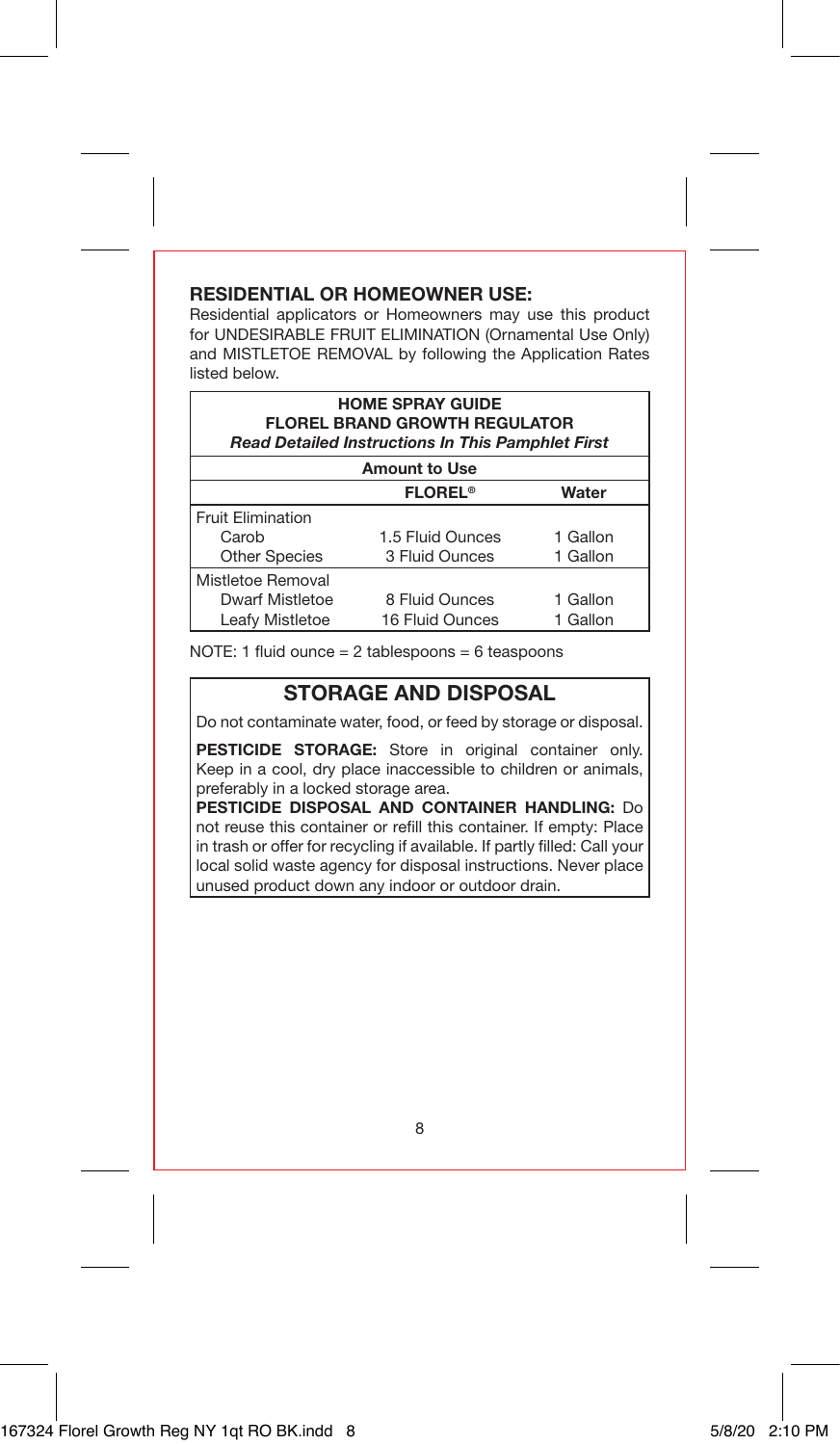## RESIDENTIAL OR HOMEOWNER USE:

Residential applicators or Homeowners may use this product for UNDESIRABLE FRUIT ELIMINATION (Ornamental Use Only) and MISTLETOE REMOVAL by following the Application Rates listed below.

| HOME SPRAY GUIDE<br>FLOREL BRAND GROWTH REGULATOR<br>*Read Detailed Instructions In This Pamphlet First* | | |
|---|---|---|
| | **Amount to Use** | |
| | **FLOREL®** | **Water** |
| Fruit Elimination | | |
| Carob | 1.5 Fluid Ounces | 1 Gallon |
| Other Species | 3 Fluid Ounces | 1 Gallon |
| Mistletoe Removal | | |
| Dwarf Mistletoe | 8 Fluid Ounces | 1 Gallon |
| Leafy Mistletoe | 16 Fluid Ounces | 1 Gallon |

NOTE: 1 fluid ounce = 2 tablespoons = 6 teaspoons

## STORAGE AND DISPOSAL

Do not contaminate water, food, or feed by storage or disposal.

**PESTICIDE STORAGE:** Store in original container only. Keep in a cool, dry place inaccessible to children or animals, preferably in a locked storage area.

**PESTICIDE DISPOSAL AND CONTAINER HANDLING:** Do not reuse this container or refill this container. If empty: Place in trash or offer for recycling if available. If partly filled: Call your local solid waste agency for disposal instructions. Never place unused product down any indoor or outdoor drain.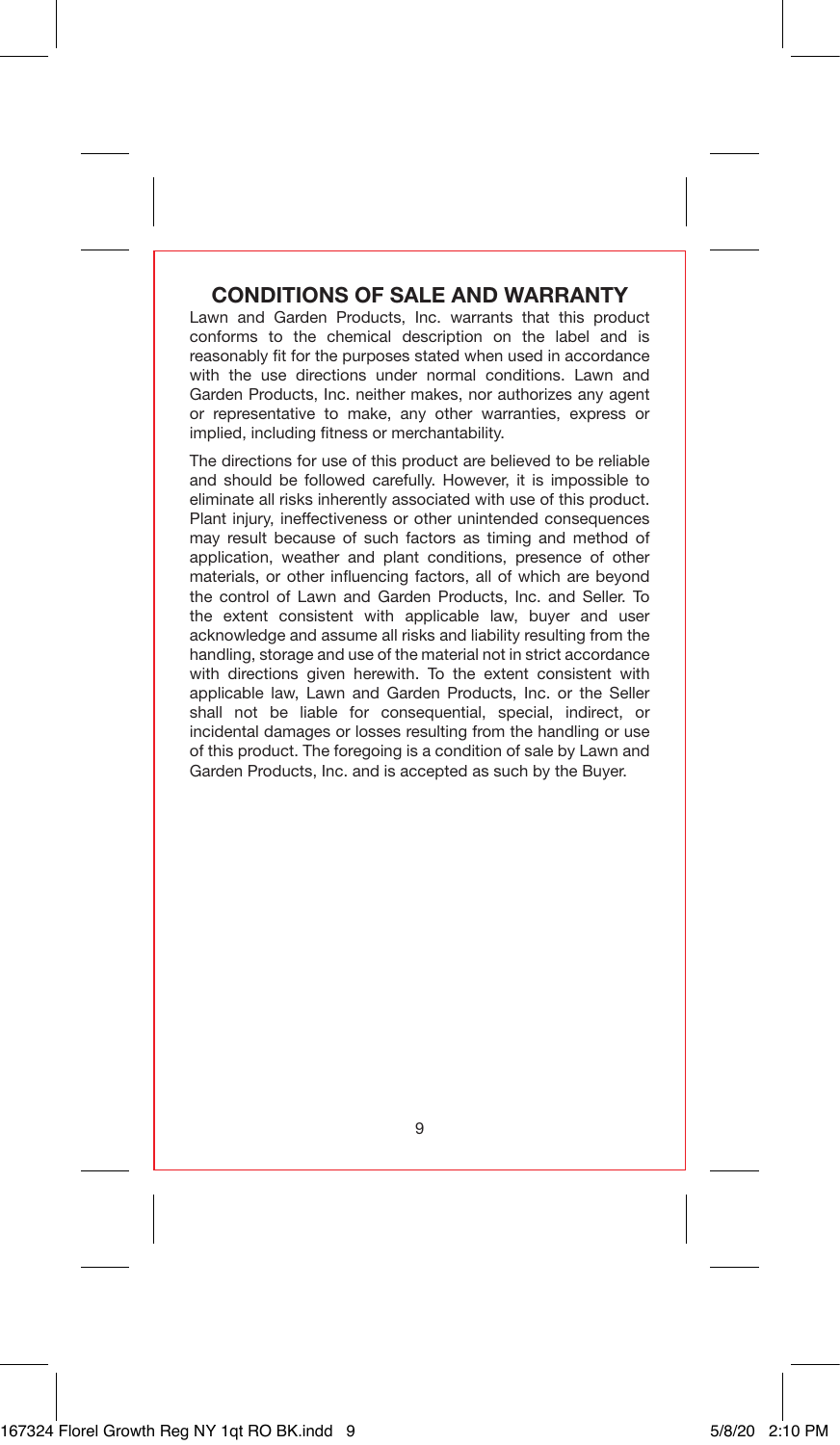## CONDITIONS OF SALE AND WARRANTY

Lawn and Garden Products, Inc. warrants that this product conforms to the chemical description on the label and is reasonably fit for the purposes stated when used in accordance with the use directions under normal conditions. Lawn and Garden Products, Inc. neither makes, nor authorizes any agent or representative to make, any other warranties, express or implied, including fitness or merchantability.

The directions for use of this product are believed to be reliable and should be followed carefully. However, it is impossible to eliminate all risks inherently associated with use of this product. Plant injury, ineffectiveness or other unintended consequences may result because of such factors as timing and method of application, weather and plant conditions, presence of other materials, or other influencing factors, all of which are beyond the control of Lawn and Garden Products, Inc. and Seller. To the extent consistent with applicable law, buyer and user acknowledge and assume all risks and liability resulting from the handling, storage and use of the material not in strict accordance with directions given herewith. To the extent consistent with applicable law, Lawn and Garden Products, Inc. or the Seller shall not be liable for consequential, special, indirect, or incidental damages or losses resulting from the handling or use of this product. The foregoing is a condition of sale by Lawn and Garden Products, Inc. and is accepted as such by the Buyer.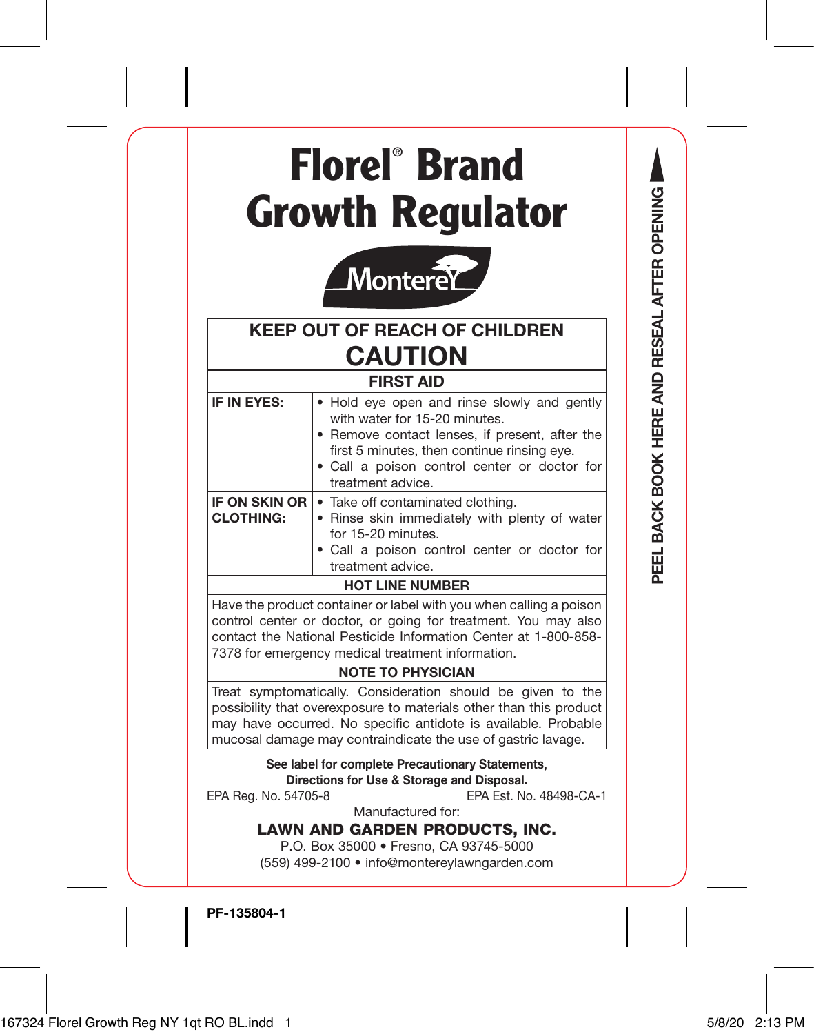# Florel® Brand Growth Regulator

Monterey

PEEL BACK BOOK HERE AND RESEAL AFTER OPENING

## KEEP OUT OF REACH OF CHILDREN

## CAUTION

### FIRST AID

| | |
|---|---|
| **IF IN EYES:** | • Hold eye open and rinse slowly and gently with water for 15-20 minutes.<br>• Remove contact lenses, if present, after the first 5 minutes, then continue rinsing eye.<br>• Call a poison control center or doctor for treatment advice. |
| **IF ON SKIN OR CLOTHING:** | • Take off contaminated clothing.<br>• Rinse skin immediately with plenty of water for 15-20 minutes.<br>• Call a poison control center or doctor for treatment advice. |

### HOT LINE NUMBER

Have the product container or label with you when calling a poison control center or doctor, or going for treatment. You may also contact the National Pesticide Information Center at 1-800-858-7378 for emergency medical treatment information.

### NOTE TO PHYSICIAN

Treat symptomatically. Consideration should be given to the possibility that overexposure to materials other than this product may have occurred. No specific antidote is available. Probable mucosal damage may contraindicate the use of gastric lavage.

**See label for complete Precautionary Statements, Directions for Use & Storage and Disposal.**

EPA Reg. No. 54705-8 EPA Est. No. 48498-CA-1

Manufactured for:

**LAWN AND GARDEN PRODUCTS, INC.**

P.O. Box 35000 • Fresno, CA 93745-5000

(559) 499-2100 • info@montereylawngarden.com

**PF-135804-1**